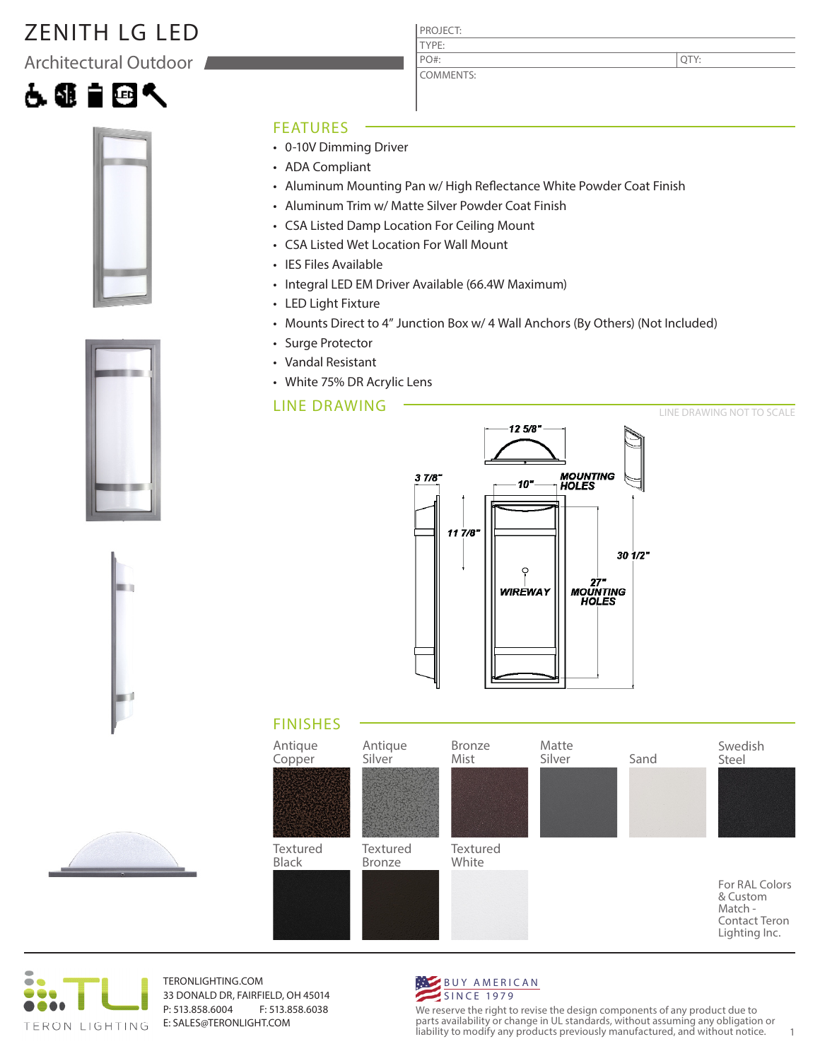# ZENITH LG LED

## Architectural Outdoor

| PROJECT: | |
|---|---|
| TYPE: | |
| PO#: | QTY: |
| COMMENTS: | |

## FEATURES

- 0-10V Dimming Driver
- ADA Compliant
- Aluminum Mounting Pan w/ High Reflectance White Powder Coat Finish
- Aluminum Trim w/ Matte Silver Powder Coat Finish
- CSA Listed Damp Location For Ceiling Mount
- CSA Listed Wet Location For Wall Mount
- IES Files Available
- Integral LED EM Driver Available (66.4W Maximum)
- LED Light Fixture
- Mounts Direct to 4" Junction Box w/ 4 Wall Anchors (By Others) (Not Included)
- Surge Protector
- Vandal Resistant
- White 75% DR Acrylic Lens

## LINE DRAWING

LINE DRAWING NOT TO SCALE

12 5/8"

3 7/8"

10"

MOUNTING HOLES

11 7/8"

30 1/2"

WIREWAY

27" MOUNTING HOLES

## FINISHES

Antique Copper

Antique Silver

Bronze Mist

Matte Silver

Sand

Swedish Steel

Textured Black

Textured Bronze

Textured White

For RAL Colors & Custom Match - Contact Teron Lighting Inc.

TERON LIGHTING

TERONLIGHTING.COM
33 DONALD DR, FAIRFIELD, OH 45014
P: 513.858.6004 F: 513.858.6038
E: SALES@TERONLIGHT.COM

BUY AMERICAN SINCE 1979

We reserve the right to revise the design components of any product due to parts availability or change in UL standards, without assuming any obligation or liability to modify any products previously manufactured, and without notice.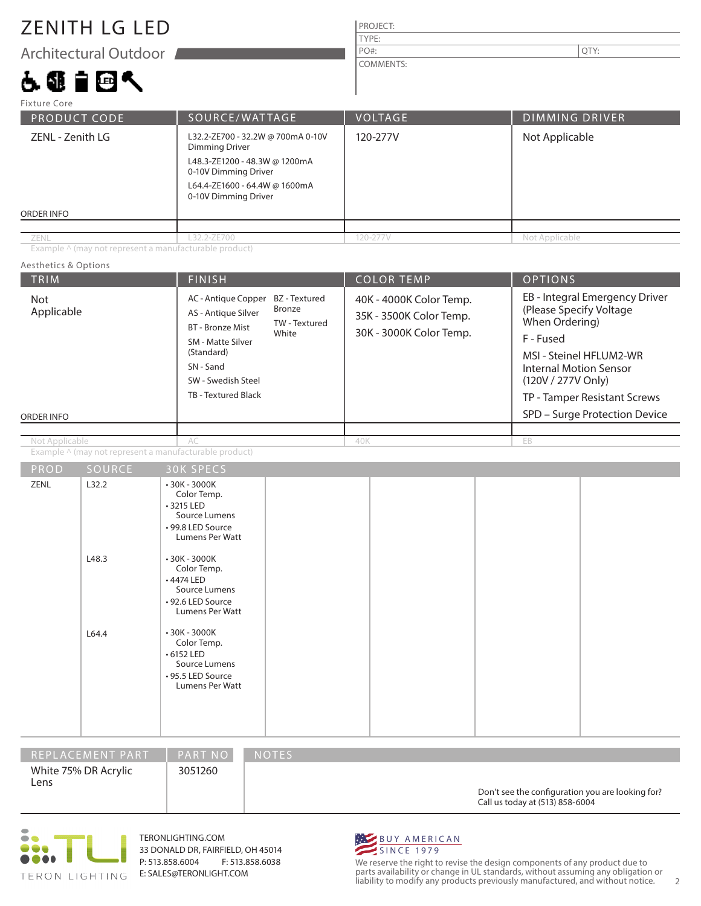# ZENITH LG LED

## Architectural Outdoor

| PROJECT: | |
|---|---|
| TYPE: | |
| PO#: | QTY: |
| COMMENTS: | |

### Fixture Core

| PRODUCT CODE | SOURCE/WATTAGE | VOLTAGE | DIMMING DRIVER |
|---|---|---|---|
| ZENL - Zenith LG | L32.2-ZE700 - 32.2W @ 700mA 0-10V Dimming Driver<br>L48.3-ZE1200 - 48.3W @ 1200mA 0-10V Dimming Driver<br>L64.4-ZE1600 - 64.4W @ 1600mA 0-10V Dimming Driver | 120-277V | Not Applicable |
| ORDER INFO | | | |
| ZENL | L32.2-ZE700 | 120-277V | Not Applicable |

Example ^ (may not represent a manufacturable product)

### Aesthetics & Options

| TRIM | FINISH | COLOR TEMP | OPTIONS |
|---|---|---|---|
| Not Applicable | AC - Antique Copper<br>AS - Antique Silver<br>BT - Bronze Mist<br>SM - Matte Silver (Standard)<br>SN - Sand<br>SW - Swedish Steel<br>TB - Textured Black<br>BZ - Textured Bronze<br>TW - Textured White | 40K - 4000K Color Temp.<br>35K - 3500K Color Temp.<br>30K - 3000K Color Temp. | EB - Integral Emergency Driver (Please Specify Voltage When Ordering)<br>F - Fused<br>MSI - Steinel HFLUM2-WR Internal Motion Sensor (120V / 277V Only)<br>TP - Tamper Resistant Screws<br>SPD – Surge Protection Device |
| ORDER INFO | | | |
| Not Applicable | AC | 40K | EB |

Example ^ (may not represent a manufacturable product)

| PROD | SOURCE | 30K SPECS |
|---|---|---|
| ZENL | L32.2 | • 30K - 3000K Color Temp.<br>• 3215 LED Source Lumens<br>• 99.8 LED Source Lumens Per Watt |
| | L48.3 | • 30K - 3000K Color Temp.<br>• 4474 LED Source Lumens<br>• 92.6 LED Source Lumens Per Watt |
| | L64.4 | • 30K - 3000K Color Temp.<br>• 6152 LED Source Lumens<br>• 95.5 LED Source Lumens Per Watt |

| REPLACEMENT PART | PART NO | NOTES |
|---|---|---|
| White 75% DR Acrylic Lens | 3051260 | |

Don't see the configuration you are looking for? Call us today at (513) 858-6004

TERON LIGHTING

TERONLIGHTING.COM
33 DONALD DR, FAIRFIELD, OH 45014
P: 513.858.6004 F: 513.858.6038
E: SALES@TERONLIGHT.COM

BUY AMERICAN
SINCE 1979

We reserve the right to revise the design components of any product due to parts availability or change in UL standards, without assuming any obligation or liability to modify any products previously manufactured, and without notice.